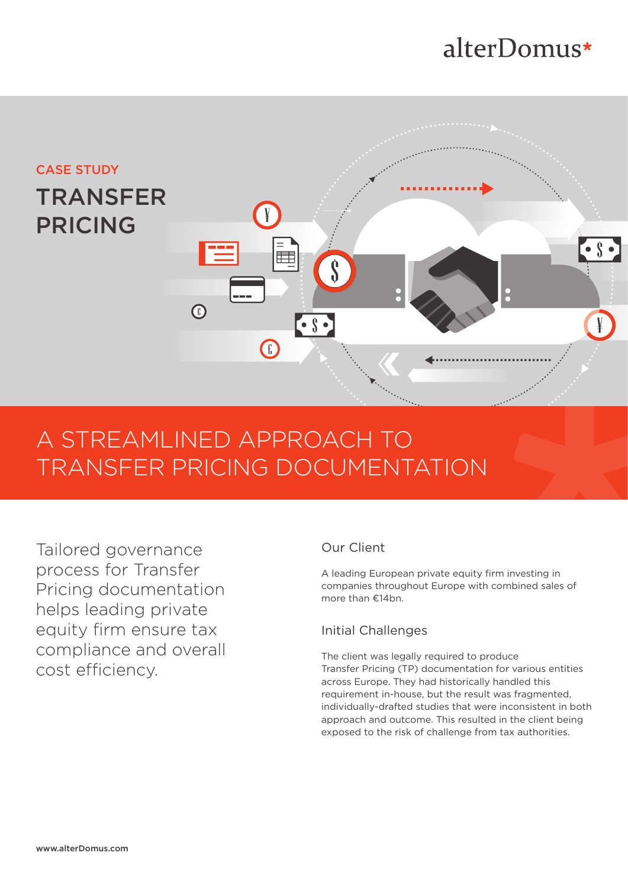alterDomus*

CASE STUDY

# TRANSFER PRICING

## A STREAMLINED APPROACH TO TRANSFER PRICING DOCUMENTATION

Tailored governance process for Transfer Pricing documentation helps leading private equity firm ensure tax compliance and overall cost efficiency.

### Our Client

A leading European private equity firm investing in companies throughout Europe with combined sales of more than €14bn.

### Initial Challenges

The client was legally required to produce Transfer Pricing (TP) documentation for various entities across Europe. They had historically handled this requirement in-house, but the result was fragmented, individually-drafted studies that were inconsistent in both approach and outcome. This resulted in the client being exposed to the risk of challenge from tax authorities.

www.alterDomus.com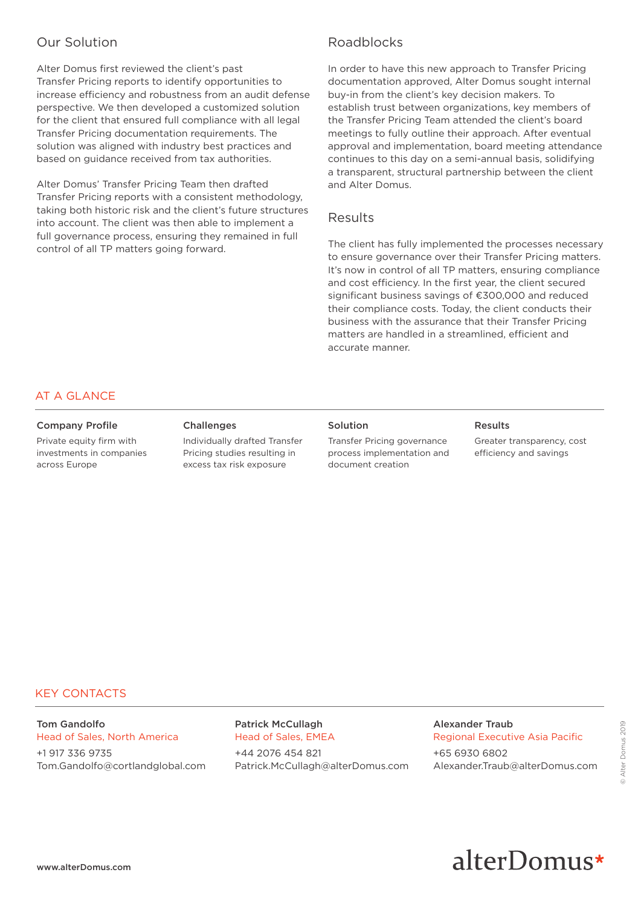## Our Solution

Alter Domus first reviewed the client's past Transfer Pricing reports to identify opportunities to increase efficiency and robustness from an audit defense perspective. We then developed a customized solution for the client that ensured full compliance with all legal Transfer Pricing documentation requirements. The solution was aligned with industry best practices and based on guidance received from tax authorities.

Alter Domus' Transfer Pricing Team then drafted Transfer Pricing reports with a consistent methodology, taking both historic risk and the client's future structures into account. The client was then able to implement a full governance process, ensuring they remained in full control of all TP matters going forward.

## Roadblocks

In order to have this new approach to Transfer Pricing documentation approved, Alter Domus sought internal buy-in from the client's key decision makers. To establish trust between organizations, key members of the Transfer Pricing Team attended the client's board meetings to fully outline their approach. After eventual approval and implementation, board meeting attendance continues to this day on a semi-annual basis, solidifying a transparent, structural partnership between the client and Alter Domus.

## Results

The client has fully implemented the processes necessary to ensure governance over their Transfer Pricing matters. It's now in control of all TP matters, ensuring compliance and cost efficiency. In the first year, the client secured significant business savings of €300,000 and reduced their compliance costs. Today, the client conducts their business with the assurance that their Transfer Pricing matters are handled in a streamlined, efficient and accurate manner.

## AT A GLANCE

| Company Profile | Challenges | Solution | Results |
|---|---|---|---|
| Private equity firm with investments in companies across Europe | Individually drafted Transfer Pricing studies resulting in excess tax risk exposure | Transfer Pricing governance process implementation and document creation | Greater transparency, cost efficiency and savings |

## KEY CONTACTS

**Tom Gandolfo**
Head of Sales, North America
+1 917 336 9735
Tom.Gandolfo@cortlandglobal.com

**Patrick McCullagh**
Head of Sales, EMEA
+44 2076 454 821
Patrick.McCullagh@alterDomus.com

**Alexander Traub**
Regional Executive Asia Pacific
+65 6930 6802
Alexander.Traub@alterDomus.com

© Alter Domus 2019

www.alterDomus.com

alterDomus*